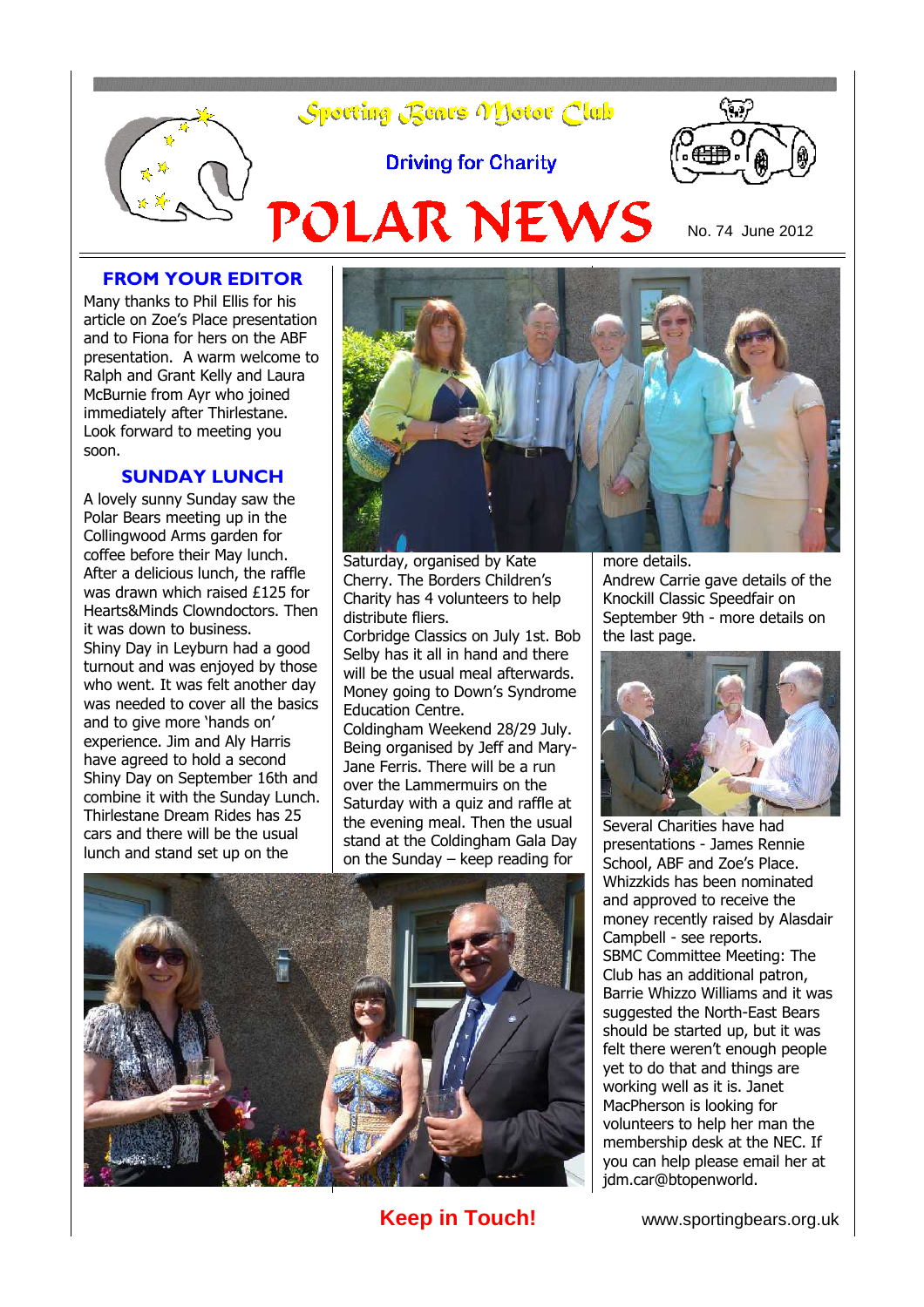# Sporting Bears Motor Club

Driving for Charity

# POLAR NEWS

No. 74 June 2012

## FROM YOUR EDITOR

Many thanks to Phil Ellis for his article on Zoe's Place presentation and to Fiona for hers on the ABF presentation. A warm welcome to Ralph and Grant Kelly and Laura McBurnie from Ayr who joined immediately after Thirlestane. Look forward to meeting you soon.

## SUNDAY LUNCH

A lovely sunny Sunday saw the Polar Bears meeting up in the Collingwood Arms garden for coffee before their May lunch. After a delicious lunch, the raffle was drawn which raised £125 for Hearts&Minds Clowndoctors. Then it was down to business.

Shiny Day in Leyburn had a good turnout and was enjoyed by those who went. It was felt another day was needed to cover all the basics and to give more 'hands on' experience. Jim and Aly Harris have agreed to hold a second Shiny Day on September 16th and combine it with the Sunday Lunch.

Thirlestane Dream Rides has 25 cars and there will be the usual lunch and stand set up on the Saturday, organised by Kate Cherry. The Borders Children's Charity has 4 volunteers to help distribute fliers.

Corbridge Classics on July 1st. Bob Selby has it all in hand and there will be the usual meal afterwards. Money going to Down's Syndrome Education Centre.

Coldingham Weekend 28/29 July. Being organised by Jeff and Mary-Jane Ferris. There will be a run over the Lammermuirs on the Saturday with a quiz and raffle at the evening meal. Then the usual stand at the Coldingham Gala Day on the Sunday – keep reading for more details.

Andrew Carrie gave details of the Knockill Classic Speedfair on September 9th - more details on the last page.

Several Charities have had presentations - James Rennie School, ABF and Zoe's Place. Whizzkids has been nominated and approved to receive the money recently raised by Alasdair Campbell - see reports.

SBMC Committee Meeting: The Club has an additional patron, Barrie Whizzo Williams and it was suggested the North-East Bears should be started up, but it was felt there weren't enough people yet to do that and things are working well as it is. Janet MacPherson is looking for volunteers to help her man the membership desk at the NEC. If you can help please email her at jdm.car@btopenworld.

**Keep in Touch!**

www.sportingbears.org.uk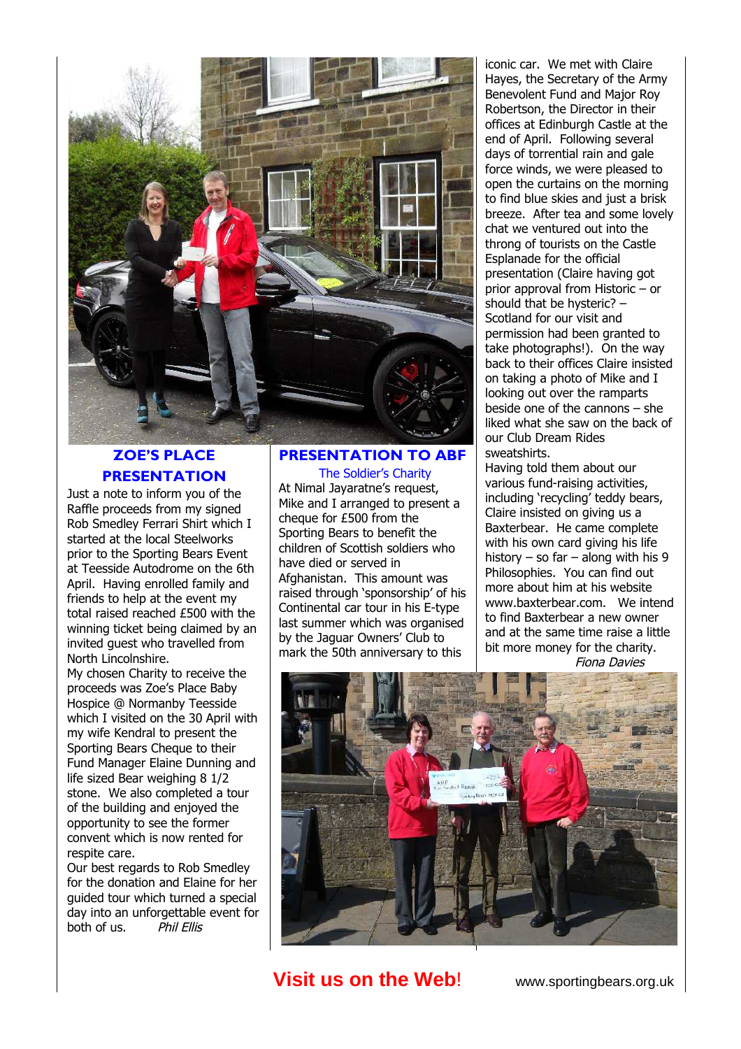## ZOE'S PLACE PRESENTATION

Just a note to inform you of the Raffle proceeds from my signed Rob Smedley Ferrari Shirt which I started at the local Steelworks prior to the Sporting Bears Event at Teesside Autodrome on the 6th April. Having enrolled family and friends to help at the event my total raised reached £500 with the winning ticket being claimed by an invited guest who travelled from North Lincolnshire.

My chosen Charity to receive the proceeds was Zoe's Place Baby Hospice @ Normanby Teesside which I visited on the 30 April with my wife Kendral to present the Sporting Bears Cheque to their Fund Manager Elaine Dunning and life sized Bear weighing 8 1/2 stone. We also completed a tour of the building and enjoyed the opportunity to see the former convent which is now rented for respite care.

Our best regards to Rob Smedley for the donation and Elaine for her guided tour which turned a special day into an unforgettable event for both of us. *Phil Ellis*

## PRESENTATION TO ABF

### The Soldier's Charity

At Nimal Jayaratne's request, Mike and I arranged to present a cheque for £500 from the Sporting Bears to benefit the children of Scottish soldiers who have died or served in Afghanistan. This amount was raised through 'sponsorship' of his Continental car tour in his E-type last summer which was organised by the Jaguar Owners' Club to mark the 50th anniversary to this iconic car. We met with Claire Hayes, the Secretary of the Army Benevolent Fund and Major Roy Robertson, the Director in their offices at Edinburgh Castle at the end of April. Following several days of torrential rain and gale force winds, we were pleased to open the curtains on the morning to find blue skies and just a brisk breeze. After tea and some lovely chat we ventured out into the throng of tourists on the Castle Esplanade for the official presentation (Claire having got prior approval from Historic – or should that be hysteric? – Scotland for our visit and permission had been granted to take photographs!). On the way back to their offices Claire insisted on taking a photo of Mike and I looking out over the ramparts beside one of the cannons – she liked what she saw on the back of our Club Dream Rides sweatshirts.

Having told them about our various fund-raising activities, including 'recycling' teddy bears, Claire insisted on giving us a Baxterbear. He came complete with his own card giving his life history – so far – along with his 9 Philosophies. You can find out more about him at his website www.baxterbear.com. We intend to find Baxterbear a new owner and at the same time raise a little bit more money for the charity.

*Fiona Davies*

**Visit us on the Web!** www.sportingbears.org.uk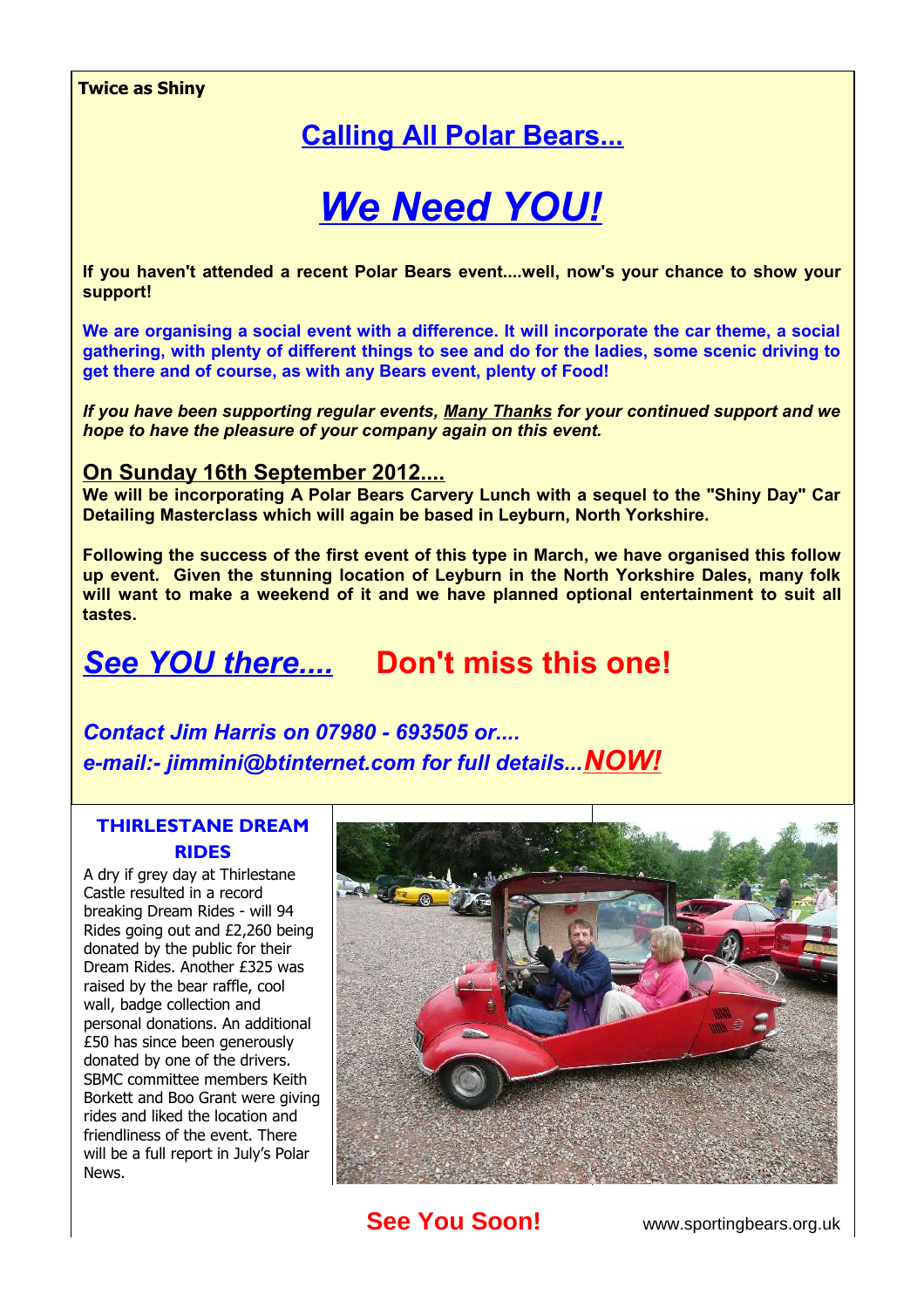**Twice as Shiny**

## Calling All Polar Bears...

# *We Need YOU!*

**If you haven't attended a recent Polar Bears event....well, now's your chance to show your support!**

**We are organising a social event with a difference. It will incorporate the car theme, a social gathering, with plenty of different things to see and do for the ladies, some scenic driving to get there and of course, as with any Bears event, plenty of Food!**

***If you have been supporting regular events, Many Thanks for your continued support and we hope to have the pleasure of your company again on this event.***

### On Sunday 16th September 2012....

**We will be incorporating A Polar Bears Carvery Lunch with a sequel to the "Shiny Day" Car Detailing Masterclass which will again be based in Leyburn, North Yorkshire.**

**Following the success of the first event of this type in March, we have organised this follow up event. Given the stunning location of Leyburn in the North Yorkshire Dales, many folk will want to make a weekend of it and we have planned optional entertainment to suit all tastes.**

## *See YOU there....* Don't miss this one!

***Contact Jim Harris on 07980 - 693505 or....***
***e-mail:- jimmini@btinternet.com for full details...NOW!***

### THIRLESTANE DREAM RIDES

A dry if grey day at Thirlestane Castle resulted in a record breaking Dream Rides - will 94 Rides going out and £2,260 being donated by the public for their Dream Rides. Another £325 was raised by the bear raffle, cool wall, badge collection and personal donations. An additional £50 has since been generously donated by one of the drivers. SBMC committee members Keith Borkett and Boo Grant were giving rides and liked the location and friendliness of the event. There will be a full report in July's Polar News.

**See You Soon!**

www.sportingbears.org.uk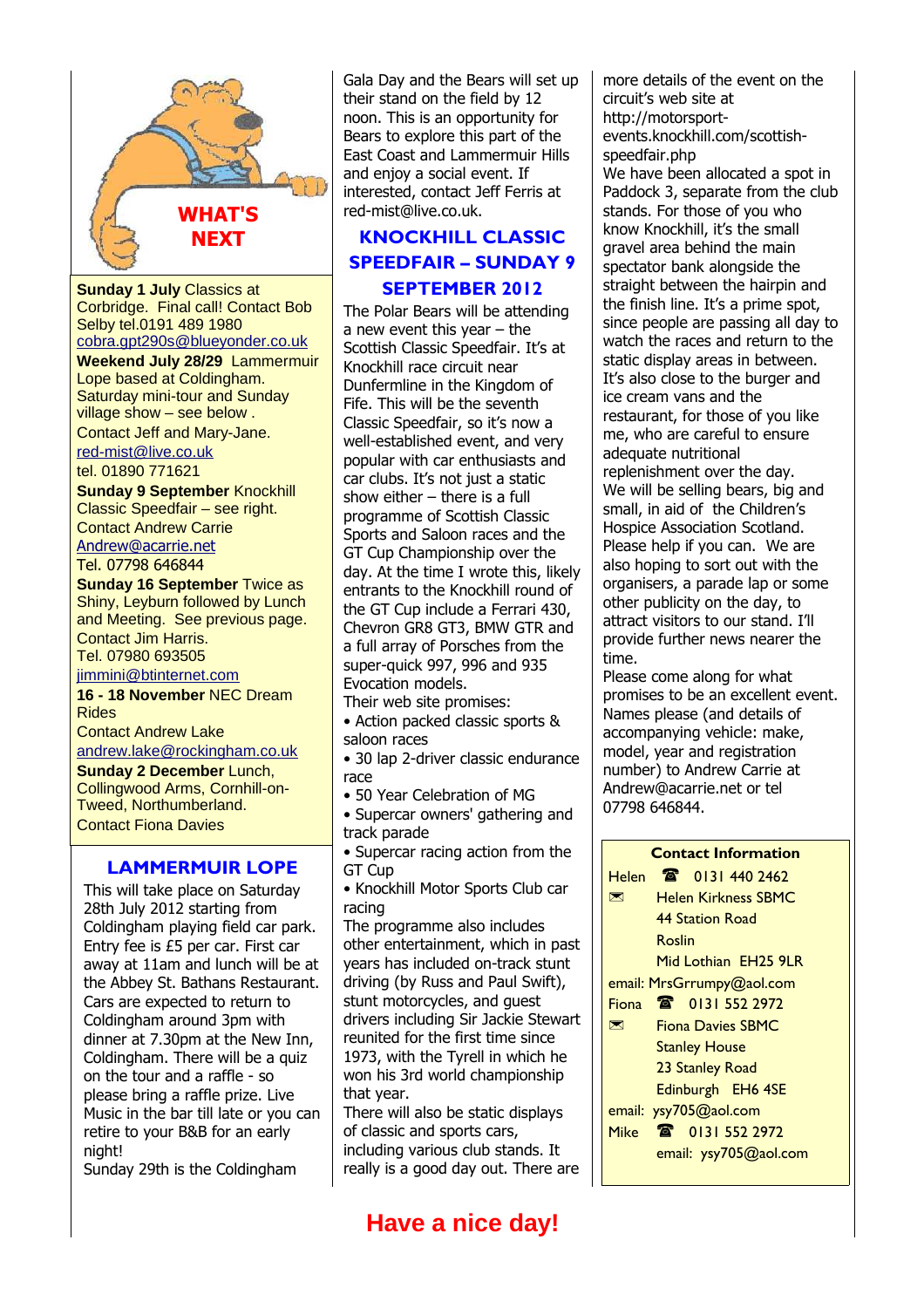## WHAT'S NEXT

**Sunday 1 July** Classics at Corbridge. Final call! Contact Bob Selby tel.0191 489 1980 cobra.gpt290s@blueyonder.co.uk

**Weekend July 28/29** Lammermuir Lope based at Coldingham. Saturday mini-tour and Sunday village show – see below .
Contact Jeff and Mary-Jane.
red-mist@live.co.uk
tel. 01890 771621

**Sunday 9 September** Knockhill Classic Speedfair – see right.
Contact Andrew Carrie
Andrew@acarrie.net
Tel. 07798 646844

**Sunday 16 September** Twice as Shiny, Leyburn followed by Lunch and Meeting. See previous page.
Contact Jim Harris.
Tel. 07980 693505
jimmini@btinternet.com

**16 - 18 November** NEC Dream Rides
Contact Andrew Lake
andrew.lake@rockingham.co.uk

**Sunday 2 December** Lunch, Collingwood Arms, Cornhill-on-Tweed, Northumberland.
Contact Fiona Davies

## LAMMERMUIR LOPE

This will take place on Saturday 28th July 2012 starting from Coldingham playing field car park. Entry fee is £5 per car. First car away at 11am and lunch will be at the Abbey St. Bathans Restaurant. Cars are expected to return to Coldingham around 3pm with dinner at 7.30pm at the New Inn, Coldingham. There will be a quiz on the tour and a raffle - so please bring a raffle prize. Live Music in the bar till late or you can retire to your B&B for an early night!

Sunday 29th is the Coldingham Gala Day and the Bears will set up their stand on the field by 12 noon. This is an opportunity for Bears to explore this part of the East Coast and Lammermuir Hills and enjoy a social event. If interested, contact Jeff Ferris at red-mist@live.co.uk.

## KNOCKHILL CLASSIC SPEEDFAIR – SUNDAY 9 SEPTEMBER 2012

The Polar Bears will be attending a new event this year – the Scottish Classic Speedfair. It's at Knockhill race circuit near Dunfermline in the Kingdom of Fife. This will be the seventh Classic Speedfair, so it's now a well-established event, and very popular with car enthusiasts and car clubs. It's not just a static show either – there is a full programme of Scottish Classic Sports and Saloon races and the GT Cup Championship over the day. At the time I wrote this, likely entrants to the Knockhill round of the GT Cup include a Ferrari 430, Chevron GR8 GT3, BMW GTR and a full array of Porsches from the super-quick 997, 996 and 935 Evocation models.

Their web site promises:

- Action packed classic sports & saloon races
- 30 lap 2-driver classic endurance race
- 50 Year Celebration of MG
- Supercar owners' gathering and track parade
- Supercar racing action from the GT Cup
- Knockhill Motor Sports Club car racing

The programme also includes other entertainment, which in past years has included on-track stunt driving (by Russ and Paul Swift), stunt motorcycles, and guest drivers including Sir Jackie Stewart reunited for the first time since 1973, with the Tyrell in which he won his 3rd world championship that year.

There will also be static displays of classic and sports cars, including various club stands. It really is a good day out. There are more details of the event on the circuit's web site at http://motorsport-events.knockhill.com/scottish-speedfair.php

We have been allocated a spot in Paddock 3, separate from the club stands. For those of you who know Knockhill, it's the small gravel area behind the main spectator bank alongside the straight between the hairpin and the finish line. It's a prime spot, since people are passing all day to watch the races and return to the static display areas in between. It's also close to the burger and ice cream vans and the restaurant, for those of you like me, who are careful to ensure adequate nutritional replenishment over the day.

We will be selling bears, big and small, in aid of the Children's Hospice Association Scotland. Please help if you can. We are also hoping to sort out with the organisers, a parade lap or some other publicity on the day, to attract visitors to our stand. I'll provide further news nearer the time.

Please come along for what promises to be an excellent event. Names please (and details of accompanying vehicle: make, model, year and registration number) to Andrew Carrie at Andrew@acarrie.net or tel 07798 646844.

**Contact Information**

Helen ☎ 0131 440 2462
✉ Helen Kirkness SBMC
44 Station Road
Roslin
Mid Lothian EH25 9LR
email: MrsGrrumpy@aol.com

Fiona ☎ 0131 552 2972
✉ Fiona Davies SBMC
Stanley House
23 Stanley Road
Edinburgh EH6 4SE
email: ysy705@aol.com

Mike ☎ 0131 552 2972
email: ysy705@aol.com

**Have a nice day!**